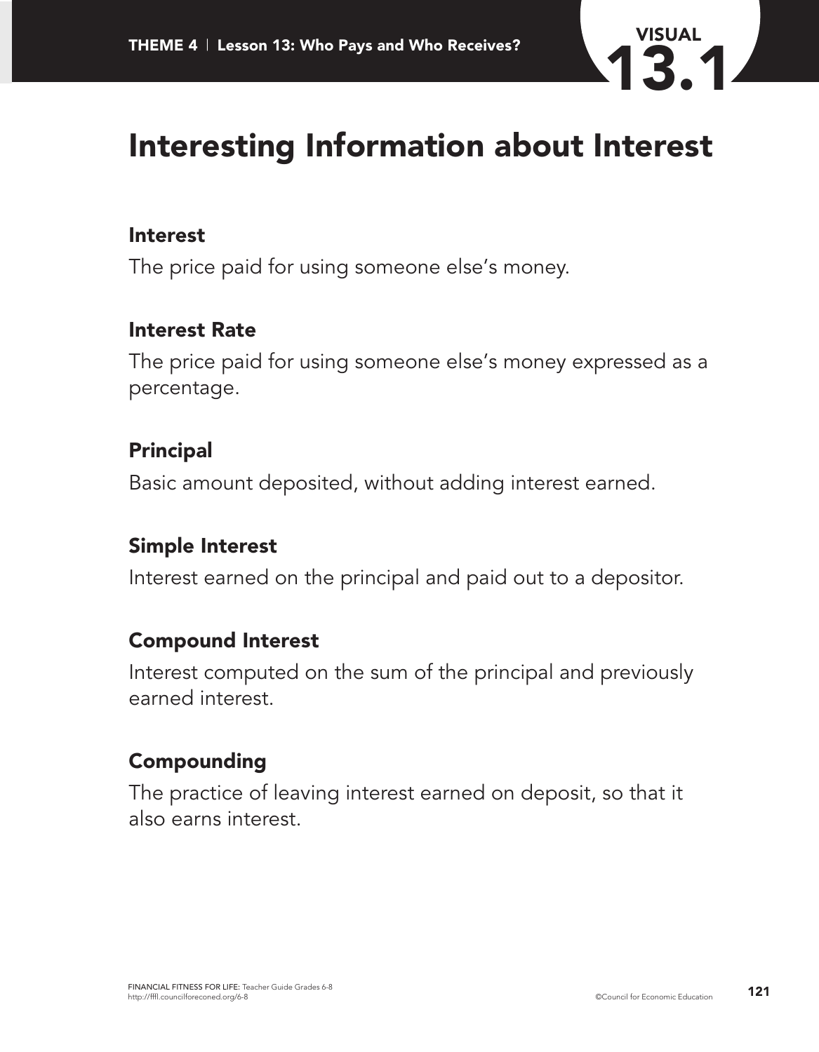# Interesting Information about Interest

**Interest**

The price paid for using someone else's money.

**Interest Rate**

The price paid for using someone else's money expressed as a percentage.

**Principal**

Basic amount deposited, without adding interest earned.

**Simple Interest**

Interest earned on the principal and paid out to a depositor.

**Compound Interest**

Interest computed on the sum of the principal and previously earned interest.

**Compounding**

The practice of leaving interest earned on deposit, so that it also earns interest.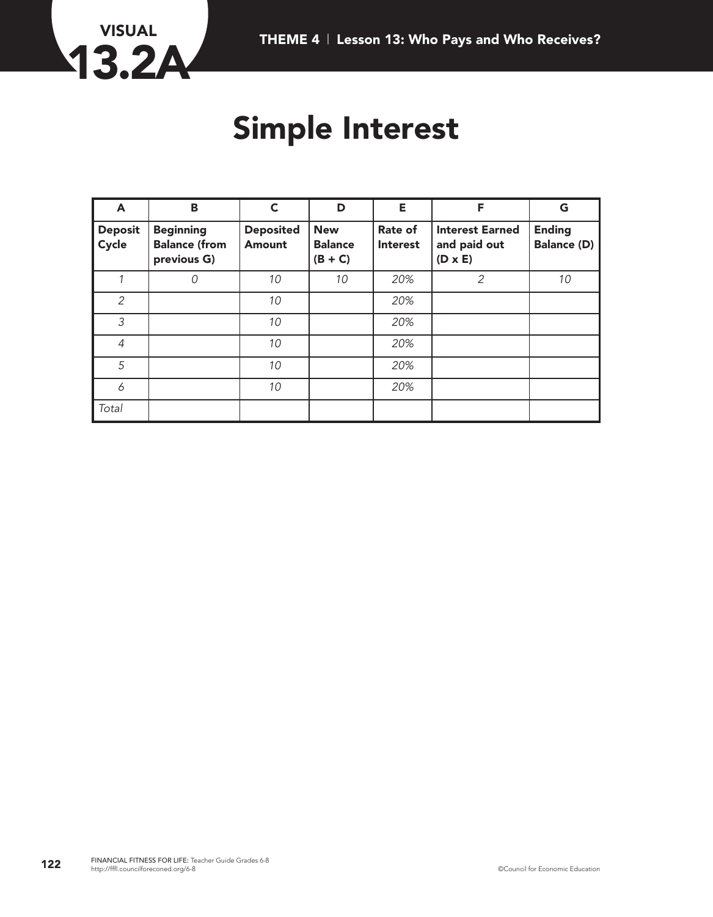VISUAL 13.2A

# Simple Interest

| A | B | C | D | E | F | G |
|---|---|---|---|---|---|---|
| **Deposit Cycle** | **Beginning Balance (from previous G)** | **Deposited Amount** | **New Balance (B + C)** | **Rate of Interest** | **Interest Earned and paid out (D x E)** | **Ending Balance (D)** |
| *1* | *0* | *10* | *10* | *20%* | *2* | *10* |
| *2* | | *10* | | *20%* | | |
| *3* | | *10* | | *20%* | | |
| *4* | | *10* | | *20%* | | |
| *5* | | *10* | | *20%* | | |
| *6* | | *10* | | *20%* | | |
| *Total* | | | | | | |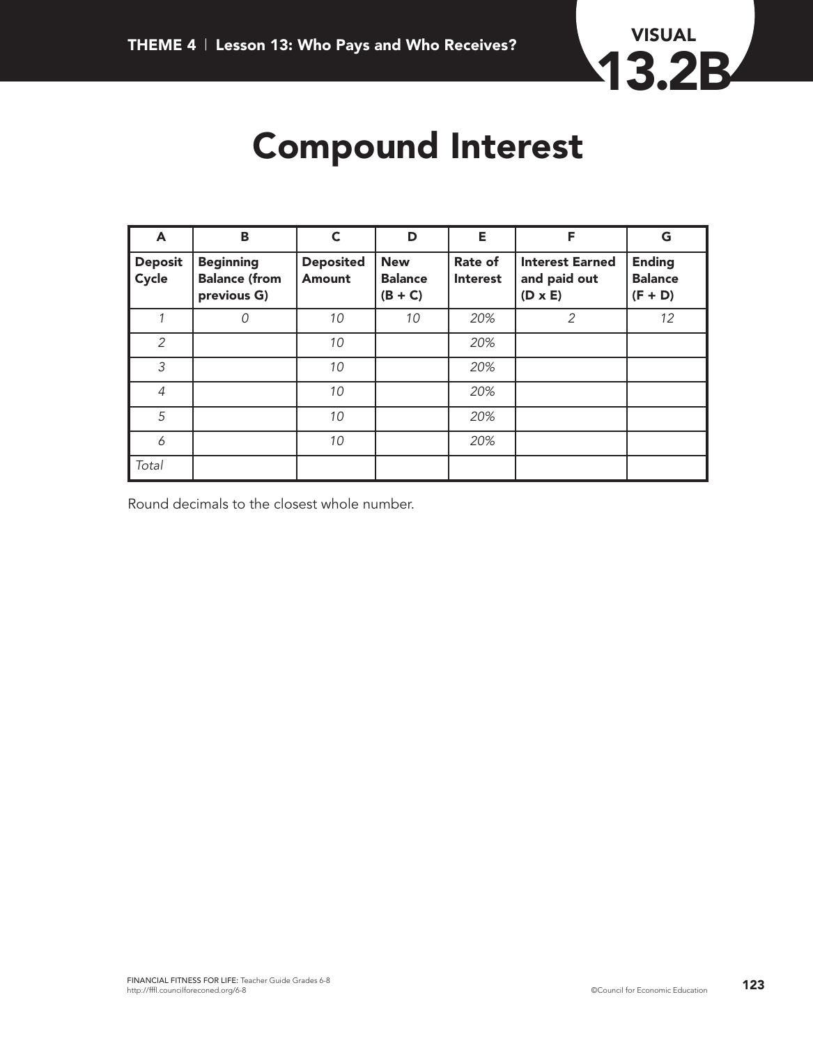# Compound Interest

| A | B | C | D | E | F | G |
|---|---|---|---|---|---|---|
| **Deposit Cycle** | **Beginning Balance (from previous G)** | **Deposited Amount** | **New Balance (B + C)** | **Rate of Interest** | **Interest Earned and paid out (D x E)** | **Ending Balance (F + D)** |
| *1* | *0* | *10* | *10* | *20%* | *2* | *12* |
| *2* | | *10* | | *20%* | | |
| *3* | | *10* | | *20%* | | |
| *4* | | *10* | | *20%* | | |
| *5* | | *10* | | *20%* | | |
| *6* | | *10* | | *20%* | | |
| *Total* | | | | | | |

Round decimals to the closest whole number.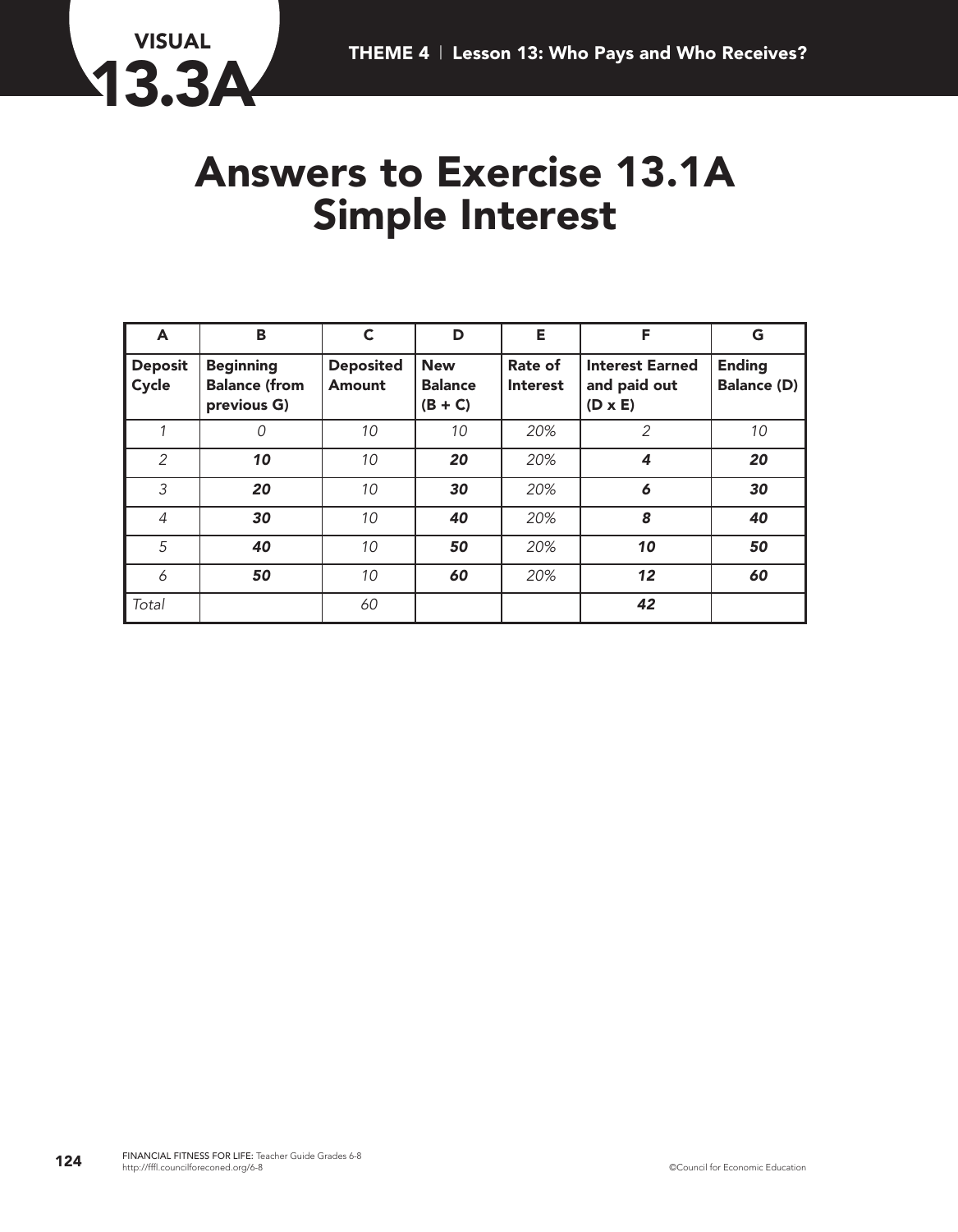VISUAL
# 13.3A

# Answers to Exercise 13.1A Simple Interest

| A | B | C | D | E | F | G |
|---|---|---|---|---|---|---|
| **Deposit Cycle** | **Beginning Balance (from previous G)** | **Deposited Amount** | **New Balance (B + C)** | **Rate of Interest** | **Interest Earned and paid out (D x E)** | **Ending Balance (D)** |
| *1* | *0* | *10* | *10* | *20%* | *2* | *10* |
| *2* | ***10*** | *10* | ***20*** | *20%* | ***4*** | ***20*** |
| *3* | ***20*** | *10* | ***30*** | *20%* | ***6*** | ***30*** |
| *4* | ***30*** | *10* | ***40*** | *20%* | ***8*** | ***40*** |
| *5* | ***40*** | *10* | ***50*** | *20%* | ***10*** | ***50*** |
| *6* | ***50*** | *10* | ***60*** | *20%* | ***12*** | ***60*** |
| *Total* | | *60* | | | ***42*** | |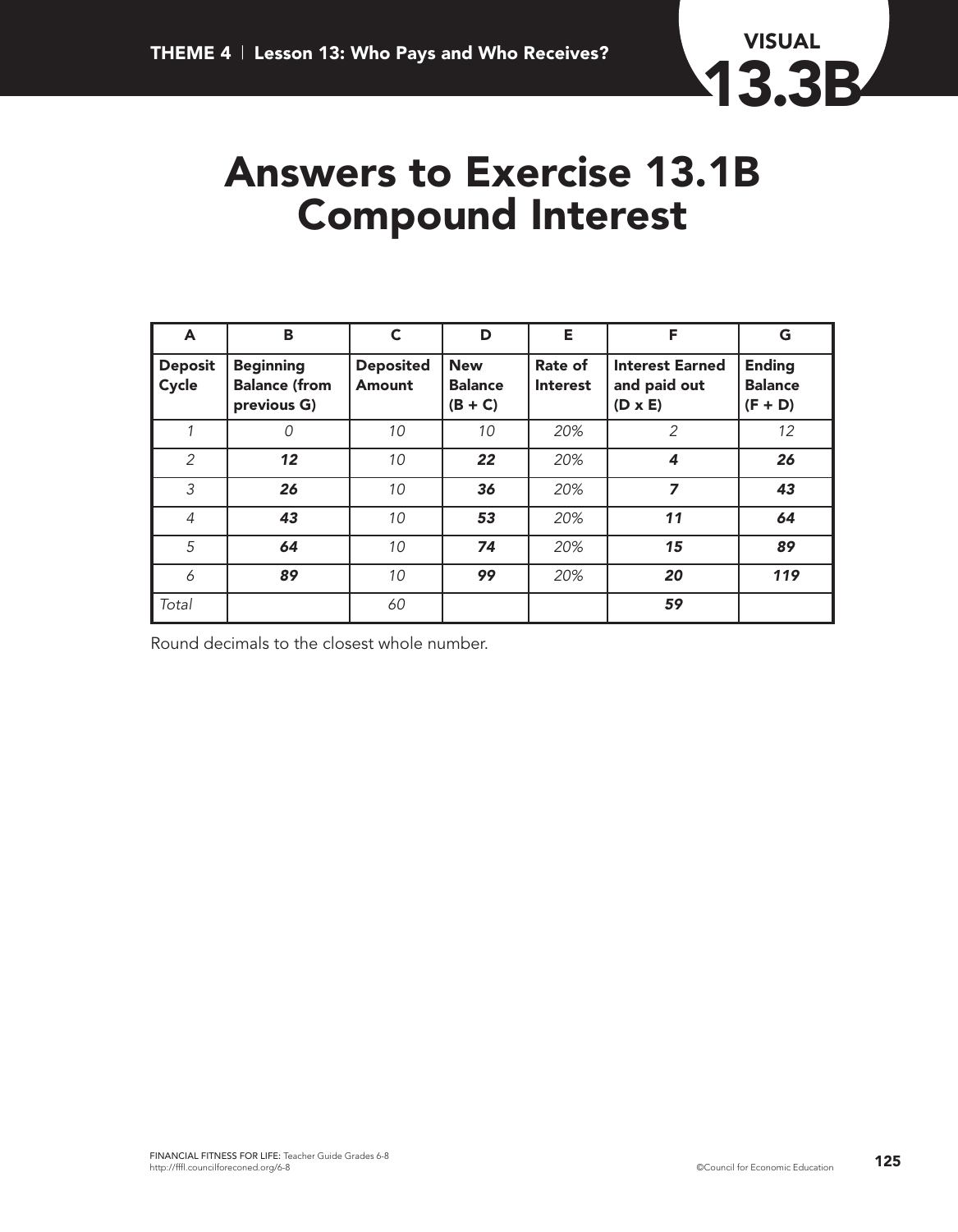# Answers to Exercise 13.1B Compound Interest

| A | B | C | D | E | F | G |
|---|---|---|---|---|---|---|
| **Deposit Cycle** | **Beginning Balance (from previous G)** | **Deposited Amount** | **New Balance (B + C)** | **Rate of Interest** | **Interest Earned and paid out (D x E)** | **Ending Balance (F + D)** |
| *1* | *0* | *10* | *10* | *20%* | *2* | *12* |
| *2* | ***12*** | *10* | ***22*** | *20%* | ***4*** | ***26*** |
| *3* | ***26*** | *10* | ***36*** | *20%* | ***7*** | ***43*** |
| *4* | ***43*** | *10* | ***53*** | *20%* | ***11*** | ***64*** |
| *5* | ***64*** | *10* | ***74*** | *20%* | ***15*** | ***89*** |
| *6* | ***89*** | *10* | ***99*** | *20%* | ***20*** | ***119*** |
| *Total* | | *60* | | | ***59*** | |

Round decimals to the closest whole number.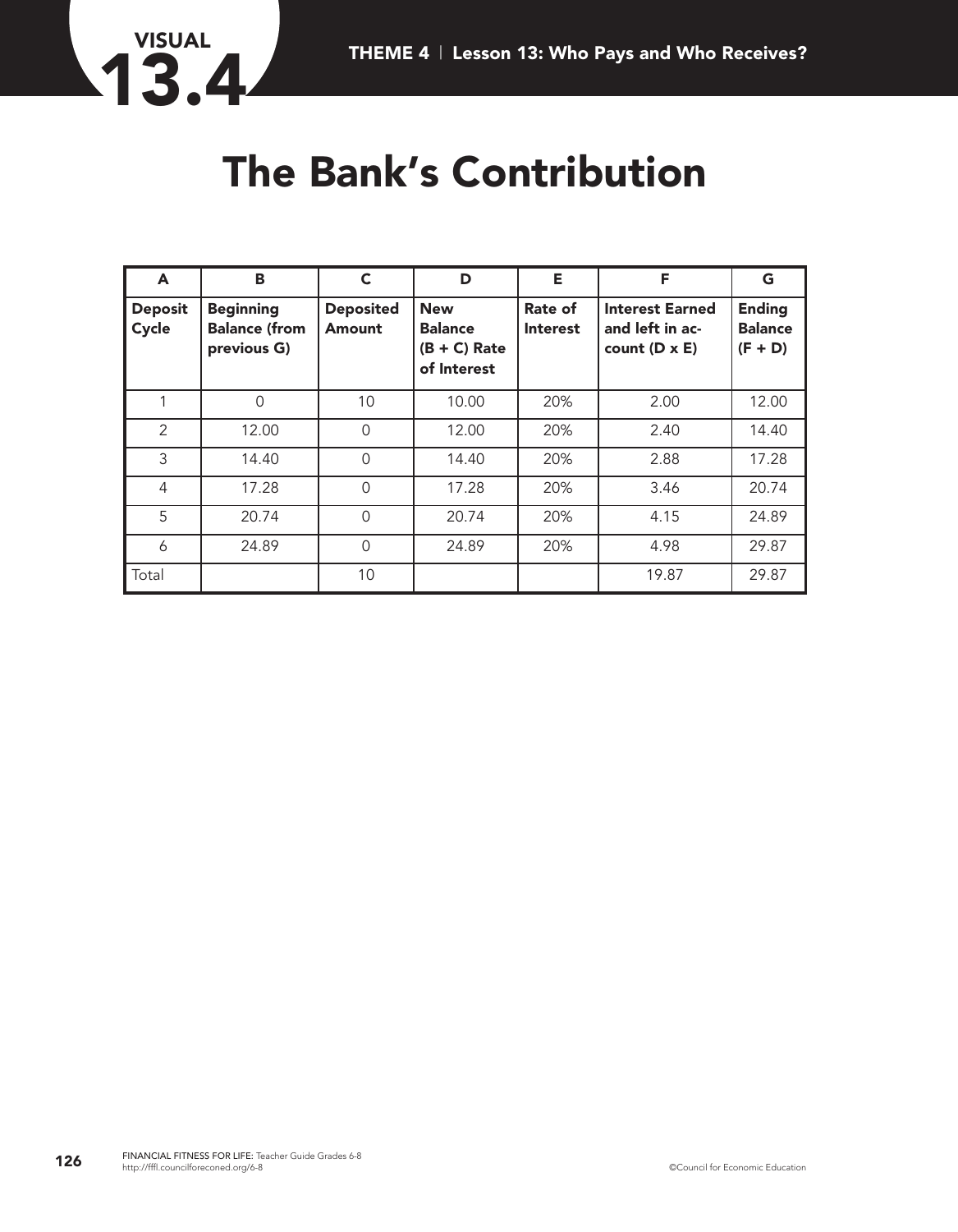VISUAL 13.4

# The Bank's Contribution

| A | B | C | D | E | F | G |
|---|---|---|---|---|---|---|
| **Deposit Cycle** | **Beginning Balance (from previous G)** | **Deposited Amount** | **New Balance (B + C) Rate of Interest** | **Rate of Interest** | **Interest Earned and left in account (D x E)** | **Ending Balance (F + D)** |
| 1 | 0 | 10 | 10.00 | 20% | 2.00 | 12.00 |
| 2 | 12.00 | 0 | 12.00 | 20% | 2.40 | 14.40 |
| 3 | 14.40 | 0 | 14.40 | 20% | 2.88 | 17.28 |
| 4 | 17.28 | 0 | 17.28 | 20% | 3.46 | 20.74 |
| 5 | 20.74 | 0 | 20.74 | 20% | 4.15 | 24.89 |
| 6 | 24.89 | 0 | 24.89 | 20% | 4.98 | 29.87 |
| Total | | 10 | | | 19.87 | 29.87 |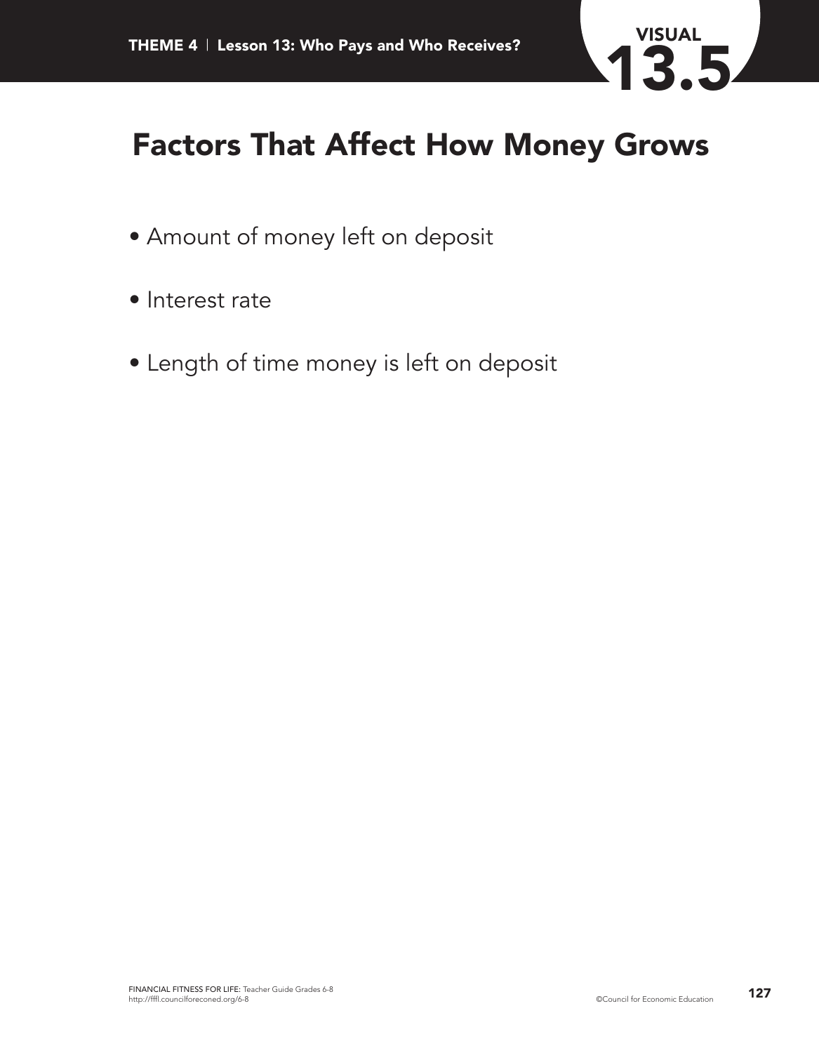# VISUAL 13.5

## Factors That Affect How Money Grows

- Amount of money left on deposit
- Interest rate
- Length of time money is left on deposit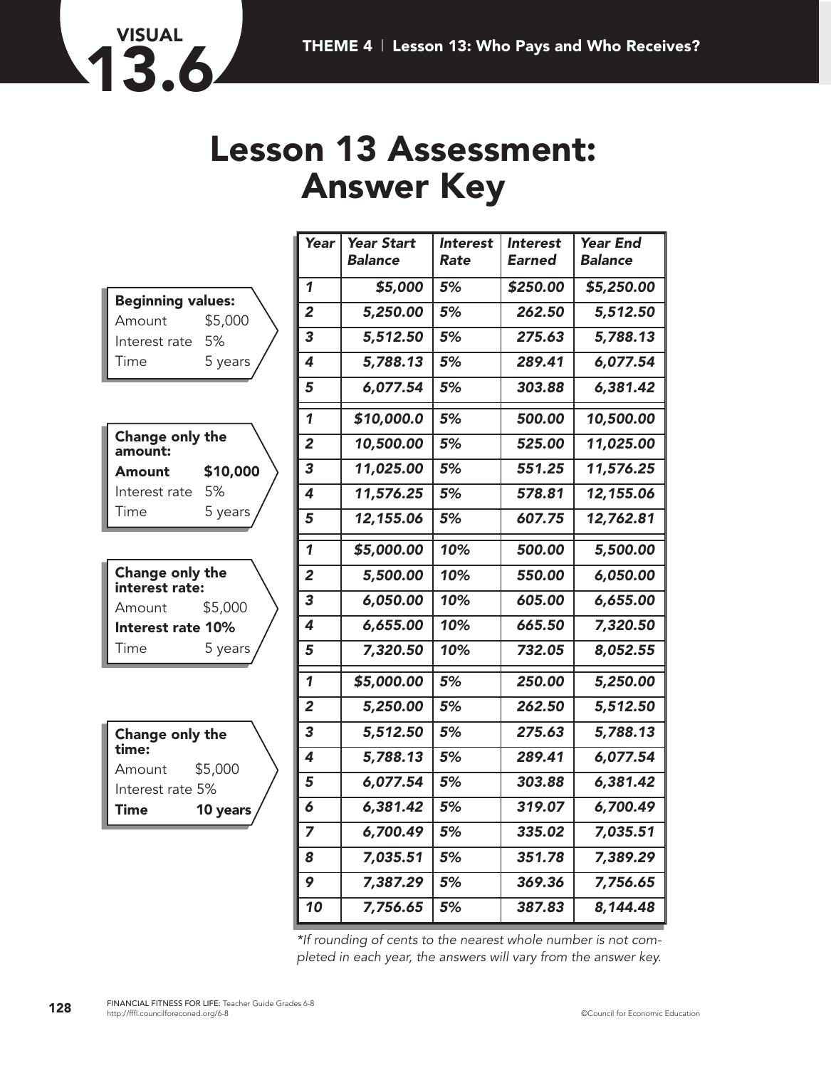# Lesson 13 Assessment: Answer Key

**Beginning values:**
Amount $5,000
Interest rate 5%
Time 5 years

**Change only the amount:**
**Amount $10,000**
Interest rate 5%
Time 5 years

**Change only the interest rate:**
Amount $5,000
**Interest rate 10%**
Time 5 years

**Change only the time:**
Amount $5,000
Interest rate 5%
**Time 10 years**

| *Year* | *Year Start Balance* | *Interest Rate* | *Interest Earned* | *Year End Balance* |
|---|---|---|---|---|
| *1* | *$5,000* | *5%* | *$250.00* | *$5,250.00* |
| *2* | *5,250.00* | *5%* | *262.50* | *5,512.50* |
| *3* | *5,512.50* | *5%* | *275.63* | *5,788.13* |
| *4* | *5,788.13* | *5%* | *289.41* | *6,077.54* |
| *5* | *6,077.54* | *5%* | *303.88* | *6,381.42* |
| *1* | *$10,000.0* | *5%* | *500.00* | *10,500.00* |
| *2* | *10,500.00* | *5%* | *525.00* | *11,025.00* |
| *3* | *11,025.00* | *5%* | *551.25* | *11,576.25* |
| *4* | *11,576.25* | *5%* | *578.81* | *12,155.06* |
| *5* | *12,155.06* | *5%* | *607.75* | *12,762.81* |
| *1* | *$5,000.00* | *10%* | *500.00* | *5,500.00* |
| *2* | *5,500.00* | *10%* | *550.00* | *6,050.00* |
| *3* | *6,050.00* | *10%* | *605.00* | *6,655.00* |
| *4* | *6,655.00* | *10%* | *665.50* | *7,320.50* |
| *5* | *7,320.50* | *10%* | *732.05* | *8,052.55* |
| *1* | *$5,000.00* | *5%* | *250.00* | *5,250.00* |
| *2* | *5,250.00* | *5%* | *262.50* | *5,512.50* |
| *3* | *5,512.50* | *5%* | *275.63* | *5,788.13* |
| *4* | *5,788.13* | *5%* | *289.41* | *6,077.54* |
| *5* | *6,077.54* | *5%* | *303.88* | *6,381.42* |
| *6* | *6,381.42* | *5%* | *319.07* | *6,700.49* |
| *7* | *6,700.49* | *5%* | *335.02* | *7,035.51* |
| *8* | *7,035.51* | *5%* | *351.78* | *7,389.29* |
| *9* | *7,387.29* | *5%* | *369.36* | *7,756.65* |
| *10* | *7,756.65* | *5%* | *387.83* | *8,144.48* |

*\*If rounding of cents to the nearest whole number is not completed in each year, the answers will vary from the answer key.*